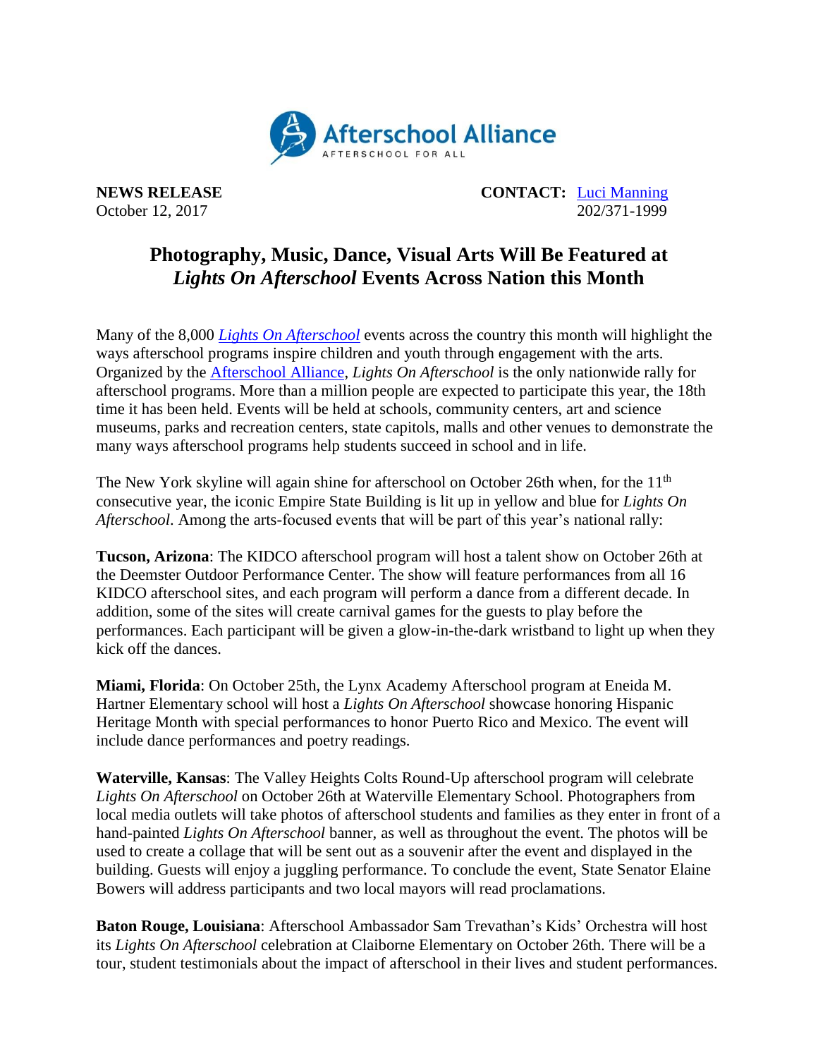Afterschool Alliance
AFTERSCHOOL FOR ALL

**NEWS RELEASE**
October 12, 2017

**CONTACT:** Luci Manning
202/371-1999

# Photography, Music, Dance, Visual Arts Will Be Featured at *Lights On Afterschool* Events Across Nation this Month

Many of the 8,000 *Lights On Afterschool* events across the country this month will highlight the ways afterschool programs inspire children and youth through engagement with the arts. Organized by the Afterschool Alliance, *Lights On Afterschool* is the only nationwide rally for afterschool programs. More than a million people are expected to participate this year, the 18th time it has been held. Events will be held at schools, community centers, art and science museums, parks and recreation centers, state capitols, malls and other venues to demonstrate the many ways afterschool programs help students succeed in school and in life.

The New York skyline will again shine for afterschool on October 26th when, for the 11th consecutive year, the iconic Empire State Building is lit up in yellow and blue for *Lights On Afterschool*. Among the arts-focused events that will be part of this year's national rally:

**Tucson, Arizona**: The KIDCO afterschool program will host a talent show on October 26th at the Deemster Outdoor Performance Center. The show will feature performances from all 16 KIDCO afterschool sites, and each program will perform a dance from a different decade. In addition, some of the sites will create carnival games for the guests to play before the performances. Each participant will be given a glow-in-the-dark wristband to light up when they kick off the dances.

**Miami, Florida**: On October 25th, the Lynx Academy Afterschool program at Eneida M. Hartner Elementary school will host a *Lights On Afterschool* showcase honoring Hispanic Heritage Month with special performances to honor Puerto Rico and Mexico. The event will include dance performances and poetry readings.

**Waterville, Kansas**: The Valley Heights Colts Round-Up afterschool program will celebrate *Lights On Afterschool* on October 26th at Waterville Elementary School. Photographers from local media outlets will take photos of afterschool students and families as they enter in front of a hand-painted *Lights On Afterschool* banner, as well as throughout the event. The photos will be used to create a collage that will be sent out as a souvenir after the event and displayed in the building. Guests will enjoy a juggling performance. To conclude the event, State Senator Elaine Bowers will address participants and two local mayors will read proclamations.

**Baton Rouge, Louisiana**: Afterschool Ambassador Sam Trevathan's Kids' Orchestra will host its *Lights On Afterschool* celebration at Claiborne Elementary on October 26th. There will be a tour, student testimonials about the impact of afterschool in their lives and student performances.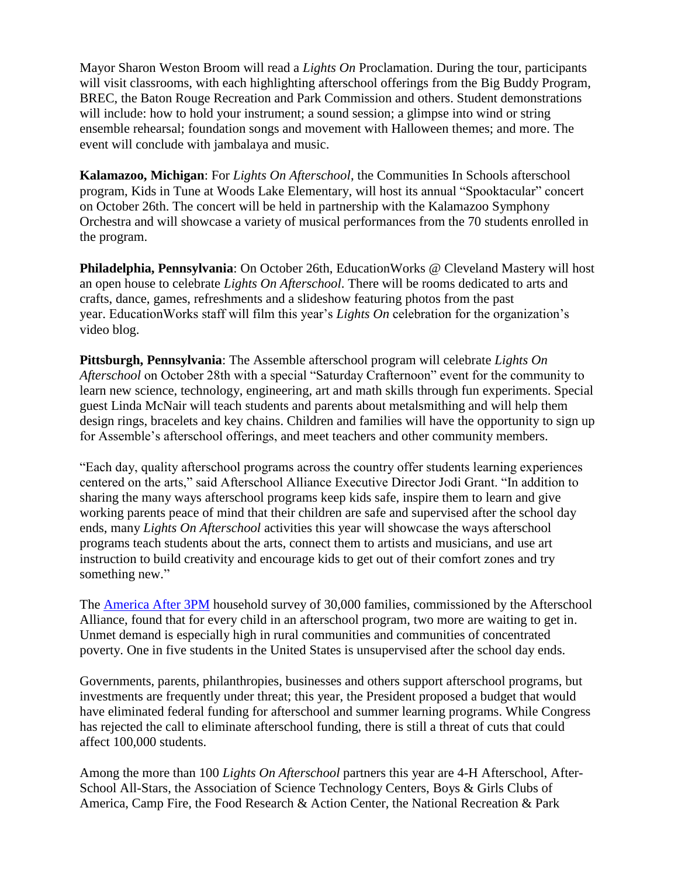Mayor Sharon Weston Broom will read a *Lights On* Proclamation. During the tour, participants will visit classrooms, with each highlighting afterschool offerings from the Big Buddy Program, BREC, the Baton Rouge Recreation and Park Commission and others. Student demonstrations will include: how to hold your instrument; a sound session; a glimpse into wind or string ensemble rehearsal; foundation songs and movement with Halloween themes; and more. The event will conclude with jambalaya and music.

**Kalamazoo, Michigan**: For *Lights On Afterschool*, the Communities In Schools afterschool program, Kids in Tune at Woods Lake Elementary, will host its annual "Spooktacular" concert on October 26th. The concert will be held in partnership with the Kalamazoo Symphony Orchestra and will showcase a variety of musical performances from the 70 students enrolled in the program.

**Philadelphia, Pennsylvania**: On October 26th, EducationWorks @ Cleveland Mastery will host an open house to celebrate *Lights On Afterschool*. There will be rooms dedicated to arts and crafts, dance, games, refreshments and a slideshow featuring photos from the past year. EducationWorks staff will film this year's *Lights On* celebration for the organization's video blog.

**Pittsburgh, Pennsylvania**: The Assemble afterschool program will celebrate *Lights On Afterschool* on October 28th with a special "Saturday Crafternoon" event for the community to learn new science, technology, engineering, art and math skills through fun experiments. Special guest Linda McNair will teach students and parents about metalsmithing and will help them design rings, bracelets and key chains. Children and families will have the opportunity to sign up for Assemble's afterschool offerings, and meet teachers and other community members.

"Each day, quality afterschool programs across the country offer students learning experiences centered on the arts," said Afterschool Alliance Executive Director Jodi Grant. "In addition to sharing the many ways afterschool programs keep kids safe, inspire them to learn and give working parents peace of mind that their children are safe and supervised after the school day ends, many *Lights On Afterschool* activities this year will showcase the ways afterschool programs teach students about the arts, connect them to artists and musicians, and use art instruction to build creativity and encourage kids to get out of their comfort zones and try something new."

The America After 3PM household survey of 30,000 families, commissioned by the Afterschool Alliance, found that for every child in an afterschool program, two more are waiting to get in. Unmet demand is especially high in rural communities and communities of concentrated poverty. One in five students in the United States is unsupervised after the school day ends.

Governments, parents, philanthropies, businesses and others support afterschool programs, but investments are frequently under threat; this year, the President proposed a budget that would have eliminated federal funding for afterschool and summer learning programs. While Congress has rejected the call to eliminate afterschool funding, there is still a threat of cuts that could affect 100,000 students.

Among the more than 100 *Lights On Afterschool* partners this year are 4-H Afterschool, After-School All-Stars, the Association of Science Technology Centers, Boys & Girls Clubs of America, Camp Fire, the Food Research & Action Center, the National Recreation & Park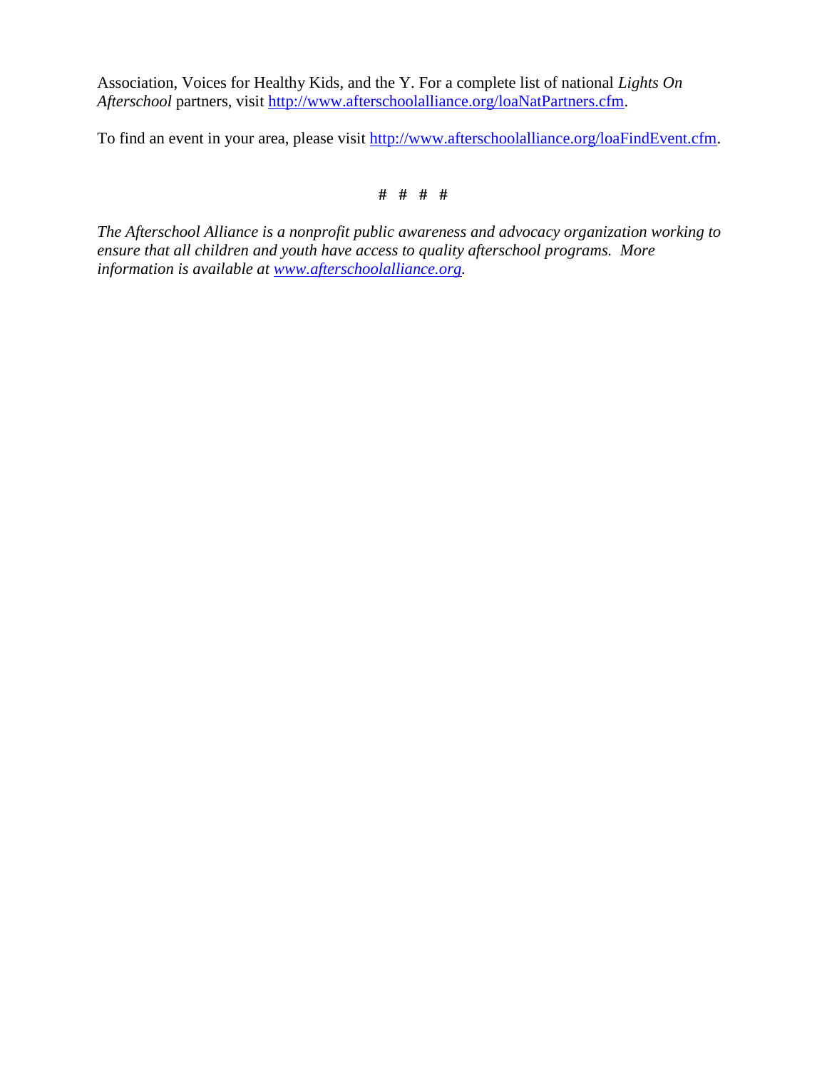Association, Voices for Healthy Kids, and the Y. For a complete list of national *Lights On Afterschool* partners, visit http://www.afterschoolalliance.org/loaNatPartners.cfm.

To find an event in your area, please visit http://www.afterschoolalliance.org/loaFindEvent.cfm.

# # # #

*The Afterschool Alliance is a nonprofit public awareness and advocacy organization working to ensure that all children and youth have access to quality afterschool programs. More information is available at www.afterschoolalliance.org.*